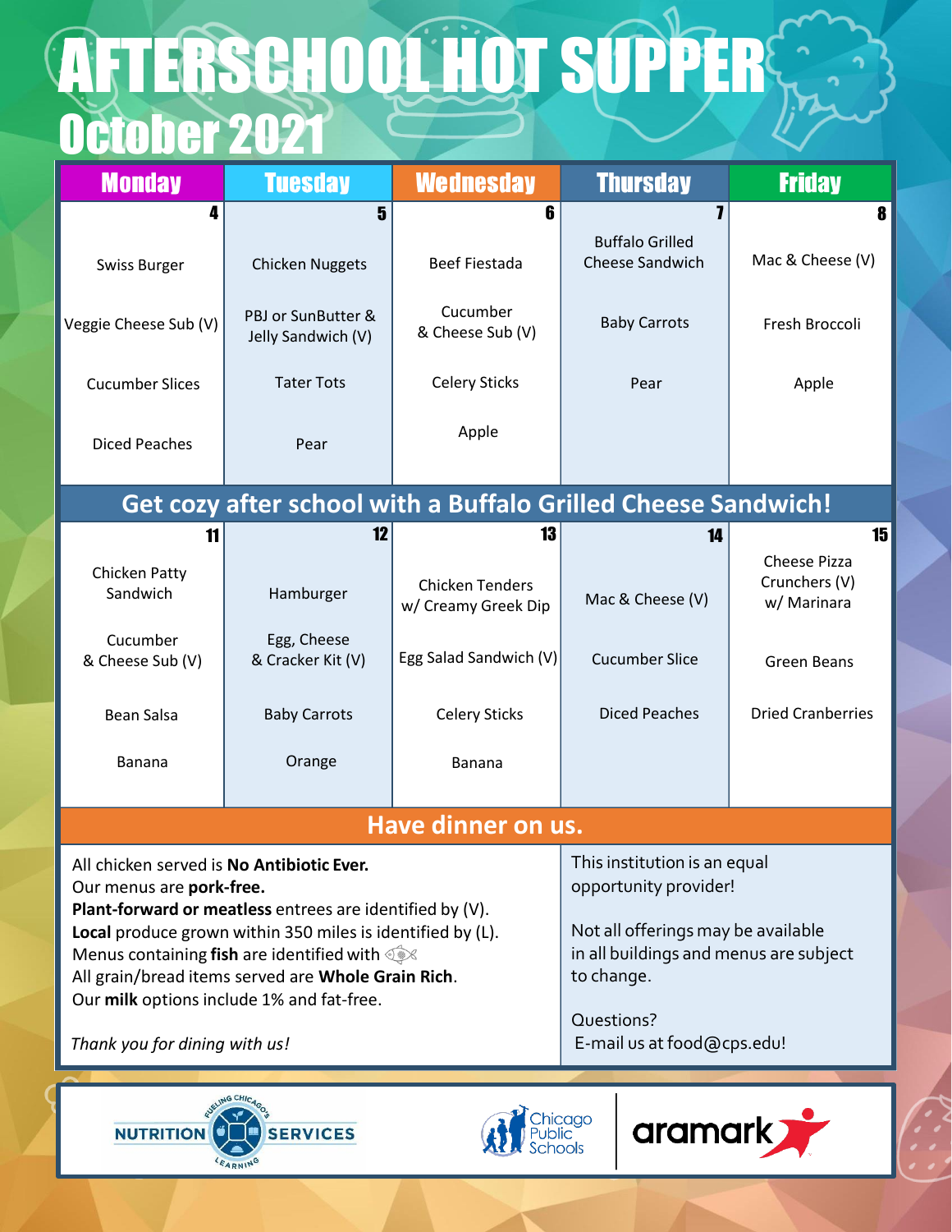# AFTERSCHOOL HOT SUPPER
## October 2021

| Monday | Tuesday | Wednesday | Thursday | Friday |
|---|---|---|---|---|
| 4 | 5 | 6 | 7 | 8 |
| Swiss Burger | Chicken Nuggets | Beef Fiestada | Buffalo Grilled Cheese Sandwich | Mac & Cheese (V) |
| Veggie Cheese Sub (V) | PBJ or SunButter & Jelly Sandwich (V) | Cucumber & Cheese Sub (V) | Baby Carrots | Fresh Broccoli |
| Cucumber Slices | Tater Tots | Celery Sticks | Pear | Apple |
| Diced Peaches | Pear | Apple | | |
| **Get cozy after school with a Buffalo Grilled Cheese Sandwich!** | | | | |
| 11 | 12 | 13 | 14 | 15 |
| Chicken Patty Sandwich | Hamburger | Chicken Tenders w/ Creamy Greek Dip | Mac & Cheese (V) | Cheese Pizza Crunchers (V) w/ Marinara |
| Cucumber & Cheese Sub (V) | Egg, Cheese & Cracker Kit (V) | Egg Salad Sandwich (V) | Cucumber Slice | Green Beans |
| Bean Salsa | Baby Carrots | Celery Sticks | Diced Peaches | Dried Cranberries |
| Banana | Orange | Banana | | |

## Have dinner on us.

All chicken served is **No Antibiotic Ever.**
Our menus are **pork-free.**
**Plant-forward or meatless** entrees are identified by (V).
**Local** produce grown within 350 miles is identified by (L).
Menus containing **fish** are identified with 🐟
All grain/bread items served are **Whole Grain Rich**.
Our **milk** options include 1% and fat-free.

*Thank you for dining with us!*

This institution is an equal opportunity provider!

Not all offerings may be available in all buildings and menus are subject to change.

Questions?
E-mail us at food@cps.edu!

NUTRITION SERVICES — Fueling Chicago's Learning | Chicago Public Schools | aramark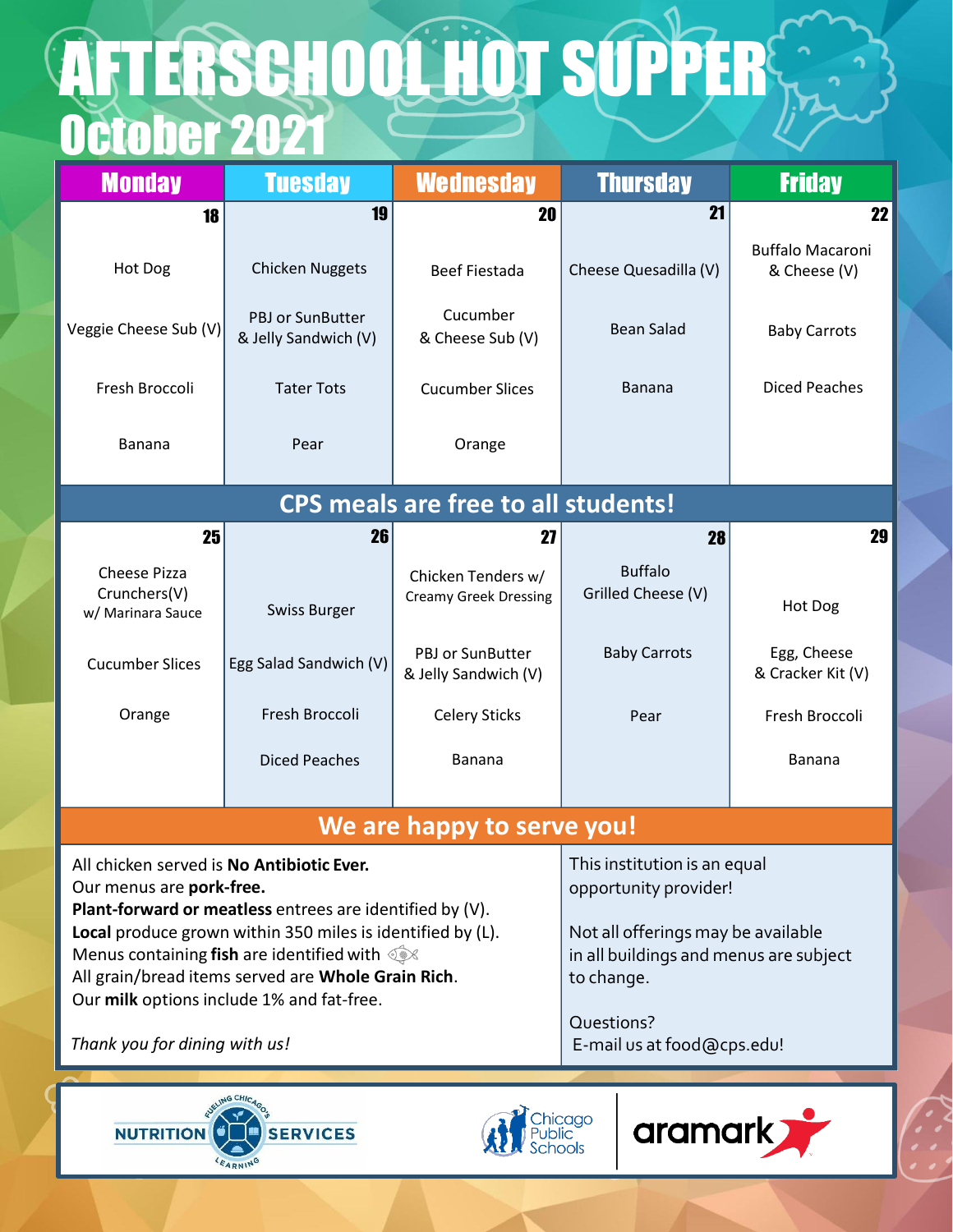# AFTERSCHOOL HOT SUPPER

## October 2021

| Monday | Tuesday | Wednesday | Thursday | Friday |
|---|---|---|---|---|
| 18 | 19 | 20 | 21 | 22 |
| Hot Dog | Chicken Nuggets | Beef Fiestada | Cheese Quesadilla (V) | Buffalo Macaroni & Cheese (V) |
| Veggie Cheese Sub (V) | PBJ or SunButter & Jelly Sandwich (V) | Cucumber & Cheese Sub (V) | Bean Salad | Baby Carrots |
| Fresh Broccoli | Tater Tots | Cucumber Slices | Banana | Diced Peaches |
| Banana | Pear | Orange | | |
| **CPS meals are free to all students!** | | | | |
| 25 | 26 | 27 | 28 | 29 |
| Cheese Pizza Crunchers(V) w/ Marinara Sauce | Swiss Burger | Chicken Tenders w/ Creamy Greek Dressing | Buffalo Grilled Cheese (V) | Hot Dog |
| Cucumber Slices | Egg Salad Sandwich (V) | PBJ or SunButter & Jelly Sandwich (V) | Baby Carrots | Egg, Cheese & Cracker Kit (V) |
| Orange | Fresh Broccoli | Celery Sticks | Pear | Fresh Broccoli |
| | Diced Peaches | Banana | | Banana |

## We are happy to serve you!

All chicken served is **No Antibiotic Ever.**
Our menus are **pork-free.**
**Plant-forward or meatless** entrees are identified by (V).
**Local** produce grown within 350 miles is identified by (L).
Menus containing **fish** are identified with
All grain/bread items served are **Whole Grain Rich**.
Our **milk** options include 1% and fat-free.

*Thank you for dining with us!*

This institution is an equal opportunity provider!

Not all offerings may be available in all buildings and menus are subject to change.

Questions?
E-mail us at food@cps.edu!

NUTRITION SERVICES — Fueling Chicago's Learning

Chicago Public Schools

aramark